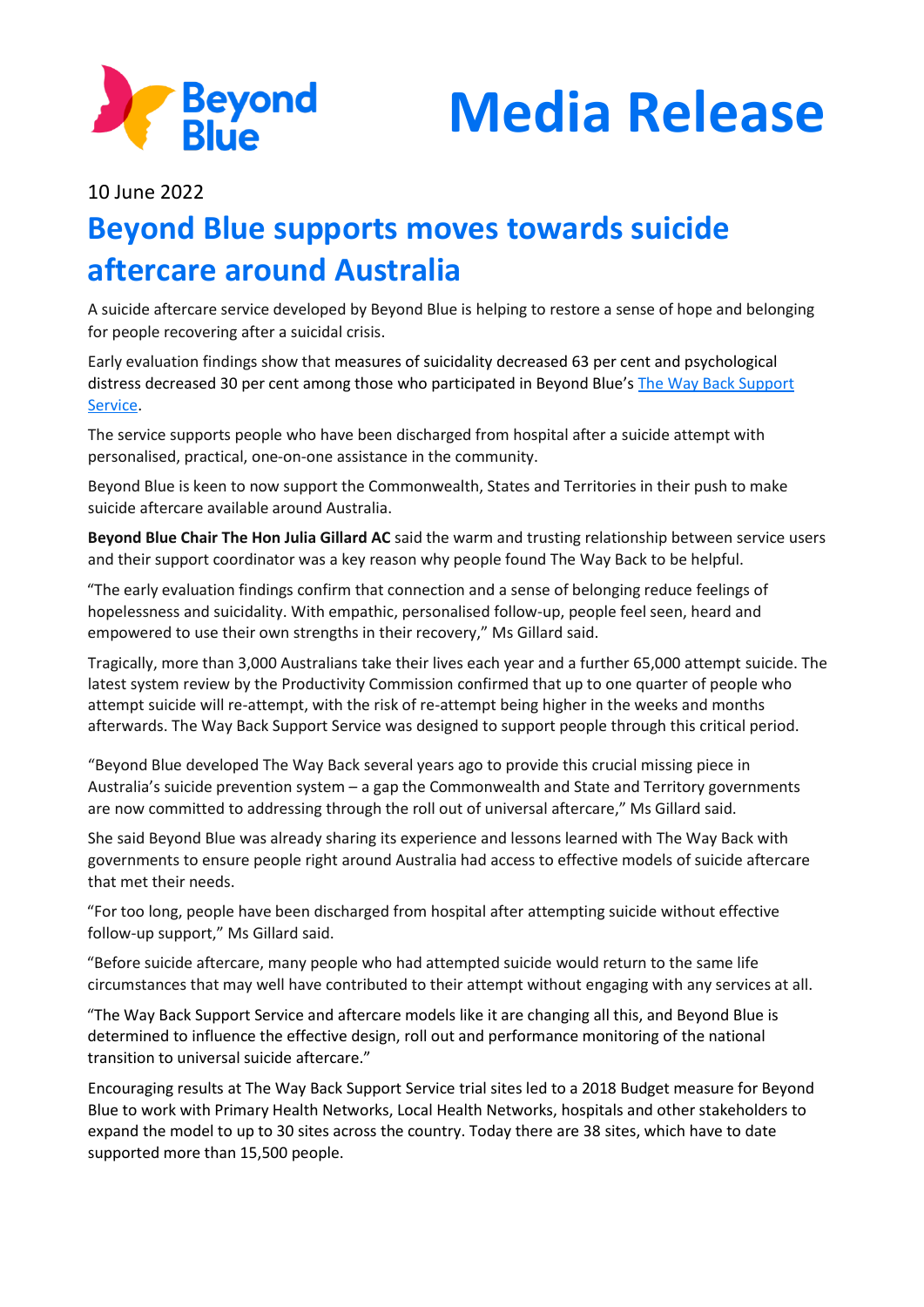Beyond Blue

# Media Release

10 June 2022

## Beyond Blue supports moves towards suicide aftercare around Australia

A suicide aftercare service developed by Beyond Blue is helping to restore a sense of hope and belonging for people recovering after a suicidal crisis.

Early evaluation findings show that measures of suicidality decreased 63 per cent and psychological distress decreased 30 per cent among those who participated in Beyond Blue's [The Way Back Support Service](#).

The service supports people who have been discharged from hospital after a suicide attempt with personalised, practical, one-on-one assistance in the community.

Beyond Blue is keen to now support the Commonwealth, States and Territories in their push to make suicide aftercare available around Australia.

**Beyond Blue Chair The Hon Julia Gillard AC** said the warm and trusting relationship between service users and their support coordinator was a key reason why people found The Way Back to be helpful.

"The early evaluation findings confirm that connection and a sense of belonging reduce feelings of hopelessness and suicidality. With empathic, personalised follow-up, people feel seen, heard and empowered to use their own strengths in their recovery," Ms Gillard said.

Tragically, more than 3,000 Australians take their lives each year and a further 65,000 attempt suicide. The latest system review by the Productivity Commission confirmed that up to one quarter of people who attempt suicide will re-attempt, with the risk of re-attempt being higher in the weeks and months afterwards. The Way Back Support Service was designed to support people through this critical period.

"Beyond Blue developed The Way Back several years ago to provide this crucial missing piece in Australia's suicide prevention system – a gap the Commonwealth and State and Territory governments are now committed to addressing through the roll out of universal aftercare," Ms Gillard said.

She said Beyond Blue was already sharing its experience and lessons learned with The Way Back with governments to ensure people right around Australia had access to effective models of suicide aftercare that met their needs.

"For too long, people have been discharged from hospital after attempting suicide without effective follow-up support," Ms Gillard said.

"Before suicide aftercare, many people who had attempted suicide would return to the same life circumstances that may well have contributed to their attempt without engaging with any services at all.

"The Way Back Support Service and aftercare models like it are changing all this, and Beyond Blue is determined to influence the effective design, roll out and performance monitoring of the national transition to universal suicide aftercare."

Encouraging results at The Way Back Support Service trial sites led to a 2018 Budget measure for Beyond Blue to work with Primary Health Networks, Local Health Networks, hospitals and other stakeholders to expand the model to up to 30 sites across the country. Today there are 38 sites, which have to date supported more than 15,500 people.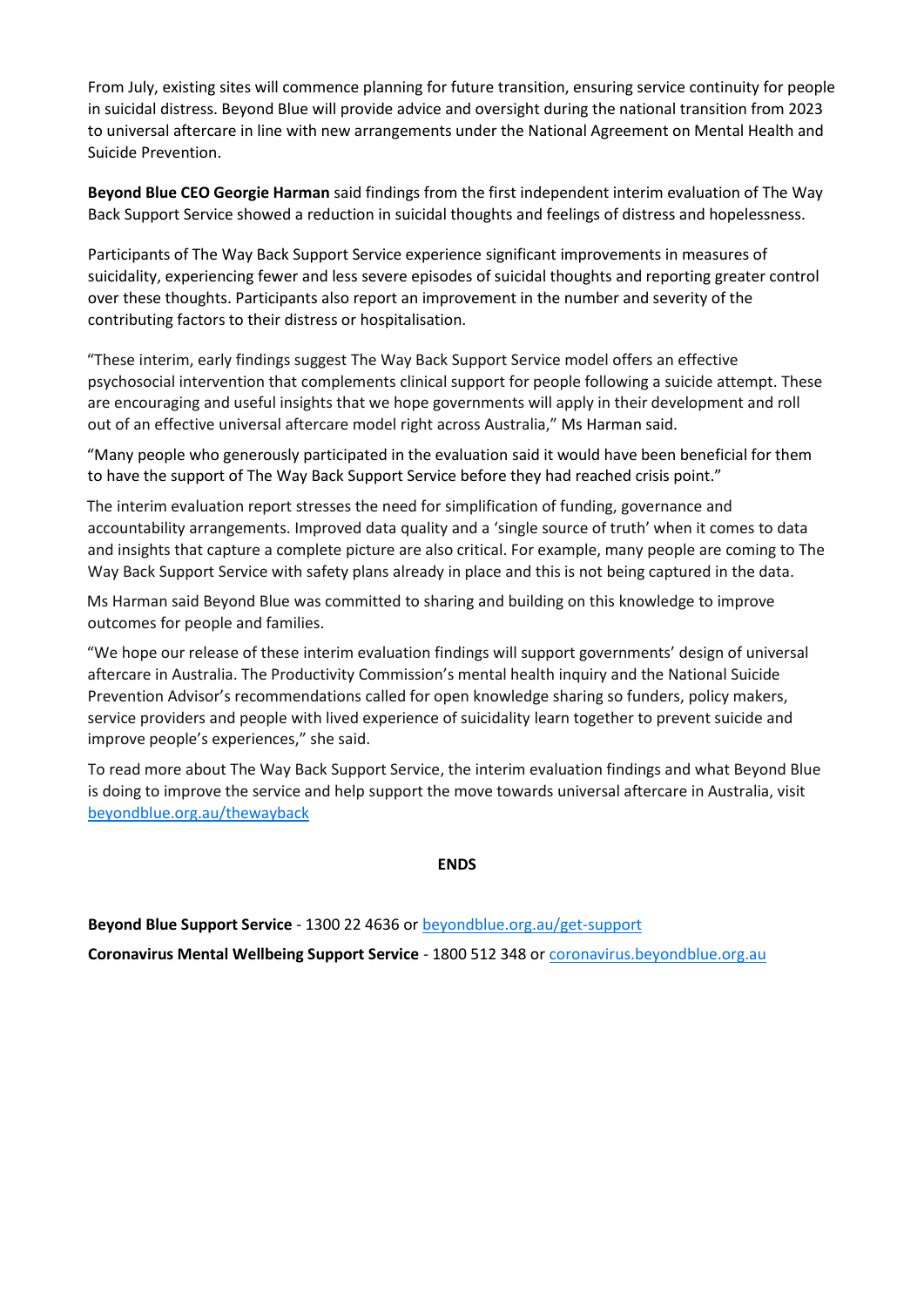From July, existing sites will commence planning for future transition, ensuring service continuity for people in suicidal distress. Beyond Blue will provide advice and oversight during the national transition from 2023 to universal aftercare in line with new arrangements under the National Agreement on Mental Health and Suicide Prevention.

**Beyond Blue CEO Georgie Harman** said findings from the first independent interim evaluation of The Way Back Support Service showed a reduction in suicidal thoughts and feelings of distress and hopelessness.

Participants of The Way Back Support Service experience significant improvements in measures of suicidality, experiencing fewer and less severe episodes of suicidal thoughts and reporting greater control over these thoughts. Participants also report an improvement in the number and severity of the contributing factors to their distress or hospitalisation.

"These interim, early findings suggest The Way Back Support Service model offers an effective psychosocial intervention that complements clinical support for people following a suicide attempt. These are encouraging and useful insights that we hope governments will apply in their development and roll out of an effective universal aftercare model right across Australia," Ms Harman said.

"Many people who generously participated in the evaluation said it would have been beneficial for them to have the support of The Way Back Support Service before they had reached crisis point."

The interim evaluation report stresses the need for simplification of funding, governance and accountability arrangements. Improved data quality and a 'single source of truth' when it comes to data and insights that capture a complete picture are also critical. For example, many people are coming to The Way Back Support Service with safety plans already in place and this is not being captured in the data.

Ms Harman said Beyond Blue was committed to sharing and building on this knowledge to improve outcomes for people and families.

"We hope our release of these interim evaluation findings will support governments' design of universal aftercare in Australia. The Productivity Commission's mental health inquiry and the National Suicide Prevention Advisor's recommendations called for open knowledge sharing so funders, policy makers, service providers and people with lived experience of suicidality learn together to prevent suicide and improve people's experiences," she said.

To read more about The Way Back Support Service, the interim evaluation findings and what Beyond Blue is doing to improve the service and help support the move towards universal aftercare in Australia, visit [beyondblue.org.au/thewayback](beyondblue.org.au/thewayback)

**ENDS**

**Beyond Blue Support Service** - 1300 22 4636 or [beyondblue.org.au/get-support](beyondblue.org.au/get-support)

**Coronavirus Mental Wellbeing Support Service** - 1800 512 348 or [coronavirus.beyondblue.org.au](coronavirus.beyondblue.org.au)